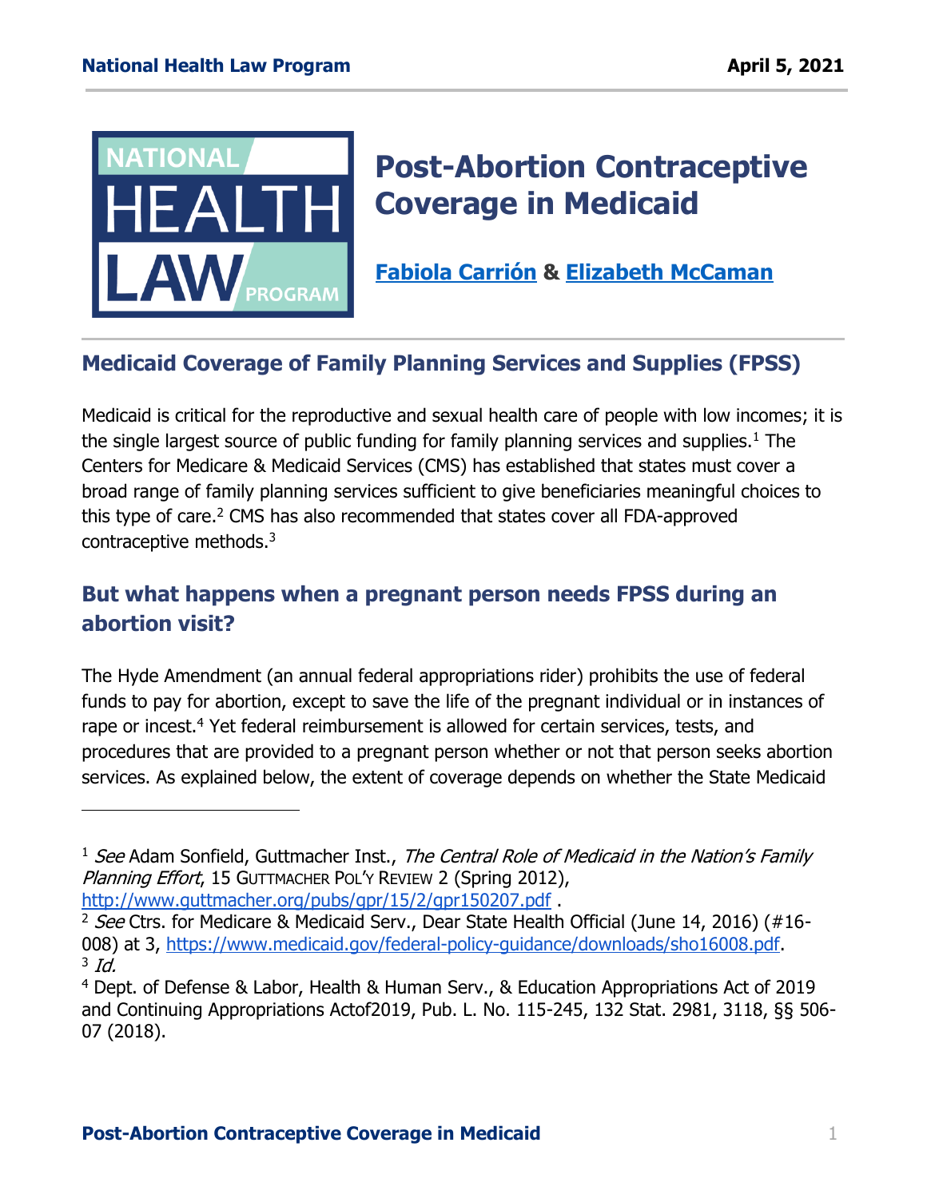# Post-Abortion Contraceptive Coverage in Medicaid

[Fabiola Carrión](#) & [Elizabeth McCaman](#)

## Medicaid Coverage of Family Planning Services and Supplies (FPSS)

Medicaid is critical for the reproductive and sexual health care of people with low incomes; it is the single largest source of public funding for family planning services and supplies.[1] The Centers for Medicare & Medicaid Services (CMS) has established that states must cover a broad range of family planning services sufficient to give beneficiaries meaningful choices to this type of care.[2] CMS has also recommended that states cover all FDA-approved contraceptive methods.[3]

## But what happens when a pregnant person needs FPSS during an abortion visit?

The Hyde Amendment (an annual federal appropriations rider) prohibits the use of federal funds to pay for abortion, except to save the life of the pregnant individual or in instances of rape or incest.[4] Yet federal reimbursement is allowed for certain services, tests, and procedures that are provided to a pregnant person whether or not that person seeks abortion services. As explained below, the extent of coverage depends on whether the State Medicaid

---

[1] *See* Adam Sonfield, Guttmacher Inst., *The Central Role of Medicaid in the Nation's Family Planning Effort*, 15 GUTTMACHER POL'Y REVIEW 2 (Spring 2012), http://www.guttmacher.org/pubs/gpr/15/2/gpr150207.pdf .

[2] *See* Ctrs. for Medicare & Medicaid Serv., Dear State Health Official (June 14, 2016) (#16-008) at 3, https://www.medicaid.gov/federal-policy-guidance/downloads/sho16008.pdf.

[3] *Id.*

[4] Dept. of Defense & Labor, Health & Human Serv., & Education Appropriations Act of 2019 and Continuing Appropriations Actof2019, Pub. L. No. 115-245, 132 Stat. 2981, 3118, §§ 506-07 (2018).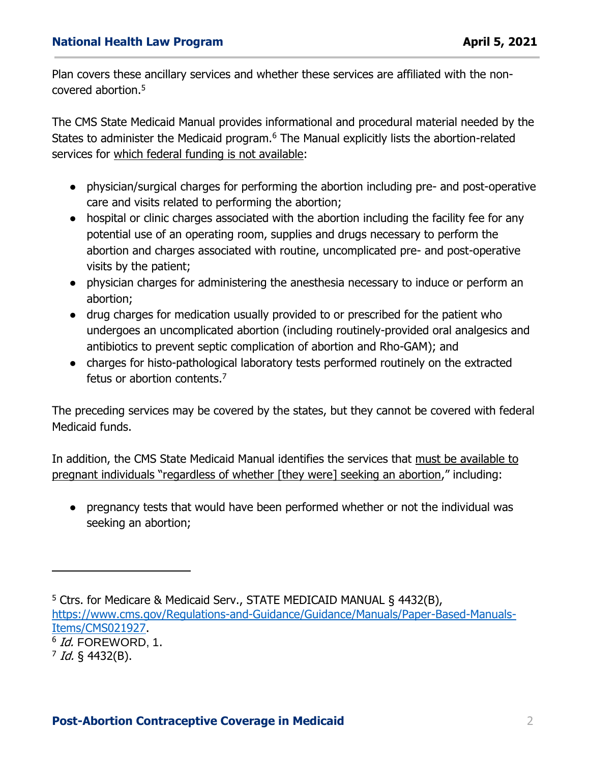Plan covers these ancillary services and whether these services are affiliated with the non-covered abortion.[5]

The CMS State Medicaid Manual provides informational and procedural material needed by the States to administer the Medicaid program.[6] The Manual explicitly lists the abortion-related services for which federal funding is not available:

- physician/surgical charges for performing the abortion including pre- and post-operative care and visits related to performing the abortion;
- hospital or clinic charges associated with the abortion including the facility fee for any potential use of an operating room, supplies and drugs necessary to perform the abortion and charges associated with routine, uncomplicated pre- and post-operative visits by the patient;
- physician charges for administering the anesthesia necessary to induce or perform an abortion;
- drug charges for medication usually provided to or prescribed for the patient who undergoes an uncomplicated abortion (including routinely-provided oral analgesics and antibiotics to prevent septic complication of abortion and Rho-GAM); and
- charges for histo-pathological laboratory tests performed routinely on the extracted fetus or abortion contents.[7]

The preceding services may be covered by the states, but they cannot be covered with federal Medicaid funds.

In addition, the CMS State Medicaid Manual identifies the services that must be available to pregnant individuals "regardless of whether [they were] seeking an abortion," including:

- pregnancy tests that would have been performed whether or not the individual was seeking an abortion;

---

[5] Ctrs. for Medicare & Medicaid Serv., STATE MEDICAID MANUAL § 4432(B), https://www.cms.gov/Regulations-and-Guidance/Guidance/Manuals/Paper-Based-Manuals-Items/CMS021927.

[6] *Id.* FOREWORD, 1.

[7] *Id.* § 4432(B).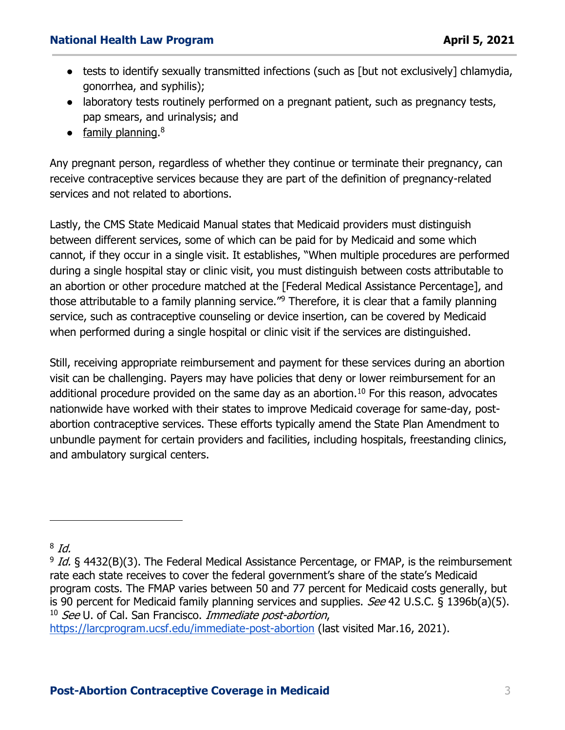- tests to identify sexually transmitted infections (such as [but not exclusively] chlamydia, gonorrhea, and syphilis);
- laboratory tests routinely performed on a pregnant patient, such as pregnancy tests, pap smears, and urinalysis; and
- family planning.[8]

Any pregnant person, regardless of whether they continue or terminate their pregnancy, can receive contraceptive services because they are part of the definition of pregnancy-related services and not related to abortions.

Lastly, the CMS State Medicaid Manual states that Medicaid providers must distinguish between different services, some of which can be paid for by Medicaid and some which cannot, if they occur in a single visit. It establishes, "When multiple procedures are performed during a single hospital stay or clinic visit, you must distinguish between costs attributable to an abortion or other procedure matched at the [Federal Medical Assistance Percentage], and those attributable to a family planning service."[9] Therefore, it is clear that a family planning service, such as contraceptive counseling or device insertion, can be covered by Medicaid when performed during a single hospital or clinic visit if the services are distinguished.

Still, receiving appropriate reimbursement and payment for these services during an abortion visit can be challenging. Payers may have policies that deny or lower reimbursement for an additional procedure provided on the same day as an abortion.[10] For this reason, advocates nationwide have worked with their states to improve Medicaid coverage for same-day, post-abortion contraceptive services. These efforts typically amend the State Plan Amendment to unbundle payment for certain providers and facilities, including hospitals, freestanding clinics, and ambulatory surgical centers.

---

[8] *Id.*

[9] *Id.* § 4432(B)(3). The Federal Medical Assistance Percentage, or FMAP, is the reimbursement rate each state receives to cover the federal government's share of the state's Medicaid program costs. The FMAP varies between 50 and 77 percent for Medicaid costs generally, but is 90 percent for Medicaid family planning services and supplies. *See* 42 U.S.C. § 1396b(a)(5).

[10] *See* U. of Cal. San Francisco. *Immediate post-abortion*, https://larcprogram.ucsf.edu/immediate-post-abortion (last visited Mar.16, 2021).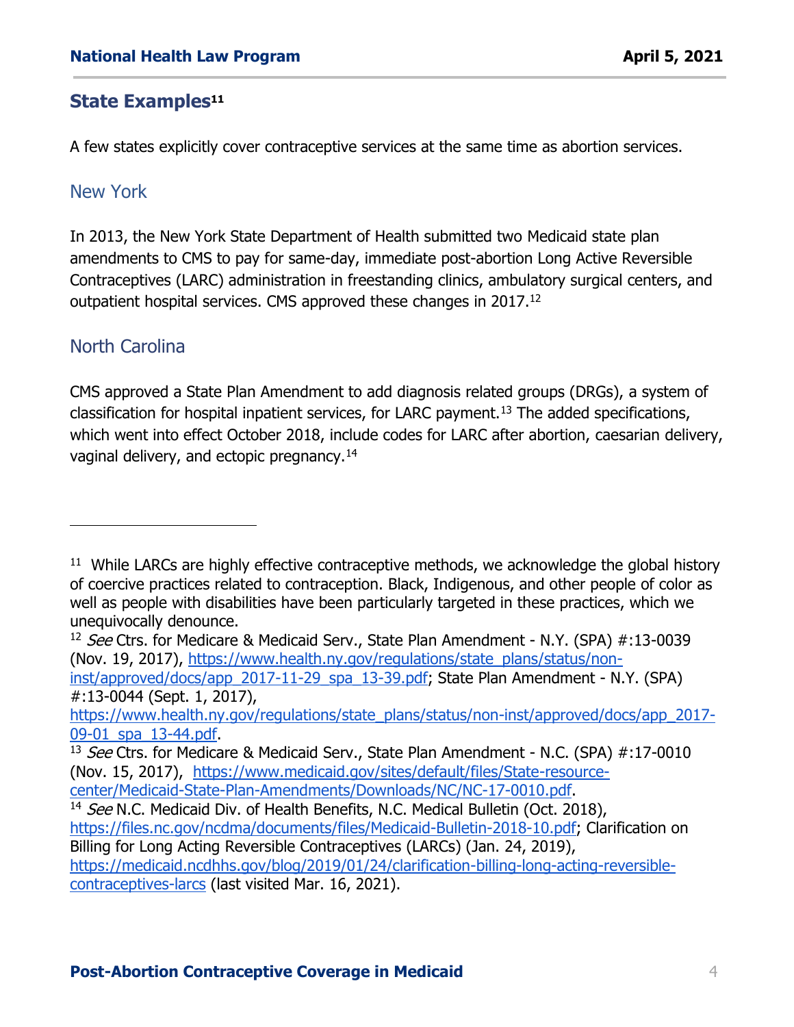## State Examples[11]

A few states explicitly cover contraceptive services at the same time as abortion services.

### New York

In 2013, the New York State Department of Health submitted two Medicaid state plan amendments to CMS to pay for same-day, immediate post-abortion Long Active Reversible Contraceptives (LARC) administration in freestanding clinics, ambulatory surgical centers, and outpatient hospital services. CMS approved these changes in 2017.[12]

### North Carolina

CMS approved a State Plan Amendment to add diagnosis related groups (DRGs), a system of classification for hospital inpatient services, for LARC payment.[13] The added specifications, which went into effect October 2018, include codes for LARC after abortion, caesarian delivery, vaginal delivery, and ectopic pregnancy.[14]

---

[11] While LARCs are highly effective contraceptive methods, we acknowledge the global history of coercive practices related to contraception. Black, Indigenous, and other people of color as well as people with disabilities have been particularly targeted in these practices, which we unequivocally denounce.

[12] *See* Ctrs. for Medicare & Medicaid Serv., State Plan Amendment - N.Y. (SPA) #:13-0039 (Nov. 19, 2017), https://www.health.ny.gov/regulations/state_plans/status/non-inst/approved/docs/app_2017-11-29_spa_13-39.pdf; State Plan Amendment - N.Y. (SPA) #:13-0044 (Sept. 1, 2017), https://www.health.ny.gov/regulations/state_plans/status/non-inst/approved/docs/app_2017-09-01_spa_13-44.pdf.

[13] *See* Ctrs. for Medicare & Medicaid Serv., State Plan Amendment - N.C. (SPA) #:17-0010 (Nov. 15, 2017), https://www.medicaid.gov/sites/default/files/State-resource-center/Medicaid-State-Plan-Amendments/Downloads/NC/NC-17-0010.pdf.

[14] *See* N.C. Medicaid Div. of Health Benefits, N.C. Medical Bulletin (Oct. 2018), https://files.nc.gov/ncdma/documents/files/Medicaid-Bulletin-2018-10.pdf; Clarification on Billing for Long Acting Reversible Contraceptives (LARCs) (Jan. 24, 2019), https://medicaid.ncdhhs.gov/blog/2019/01/24/clarification-billing-long-acting-reversible-contraceptives-larcs (last visited Mar. 16, 2021).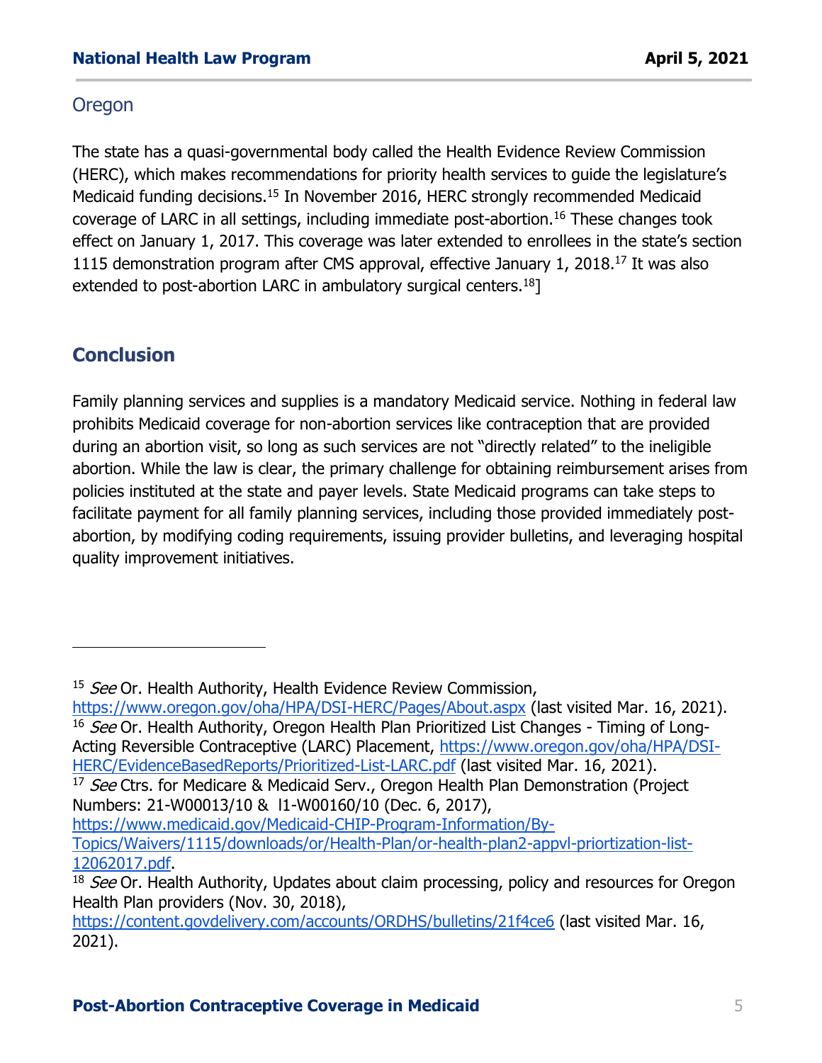## Oregon

The state has a quasi-governmental body called the Health Evidence Review Commission (HERC), which makes recommendations for priority health services to guide the legislature's Medicaid funding decisions.[15] In November 2016, HERC strongly recommended Medicaid coverage of LARC in all settings, including immediate post-abortion.[16] These changes took effect on January 1, 2017. This coverage was later extended to enrollees in the state's section 1115 demonstration program after CMS approval, effective January 1, 2018.[17] It was also extended to post-abortion LARC in ambulatory surgical centers.[18]]

## Conclusion

Family planning services and supplies is a mandatory Medicaid service. Nothing in federal law prohibits Medicaid coverage for non-abortion services like contraception that are provided during an abortion visit, so long as such services are not "directly related" to the ineligible abortion. While the law is clear, the primary challenge for obtaining reimbursement arises from policies instituted at the state and payer levels. State Medicaid programs can take steps to facilitate payment for all family planning services, including those provided immediately post-abortion, by modifying coding requirements, issuing provider bulletins, and leveraging hospital quality improvement initiatives.

---

[15] *See* Or. Health Authority, Health Evidence Review Commission, https://www.oregon.gov/oha/HPA/DSI-HERC/Pages/About.aspx (last visited Mar. 16, 2021).

[16] *See* Or. Health Authority, Oregon Health Plan Prioritized List Changes - Timing of Long-Acting Reversible Contraceptive (LARC) Placement, https://www.oregon.gov/oha/HPA/DSI-HERC/EvidenceBasedReports/Prioritized-List-LARC.pdf (last visited Mar. 16, 2021).

[17] *See* Ctrs. for Medicare & Medicaid Serv., Oregon Health Plan Demonstration (Project Numbers: 21-W00013/10 & l1-W00160/10 (Dec. 6, 2017), https://www.medicaid.gov/Medicaid-CHIP-Program-Information/By-Topics/Waivers/1115/downloads/or/Health-Plan/or-health-plan2-appvl-priortization-list-12062017.pdf.

[18] *See* Or. Health Authority, Updates about claim processing, policy and resources for Oregon Health Plan providers (Nov. 30, 2018), https://content.govdelivery.com/accounts/ORDHS/bulletins/21f4ce6 (last visited Mar. 16, 2021).